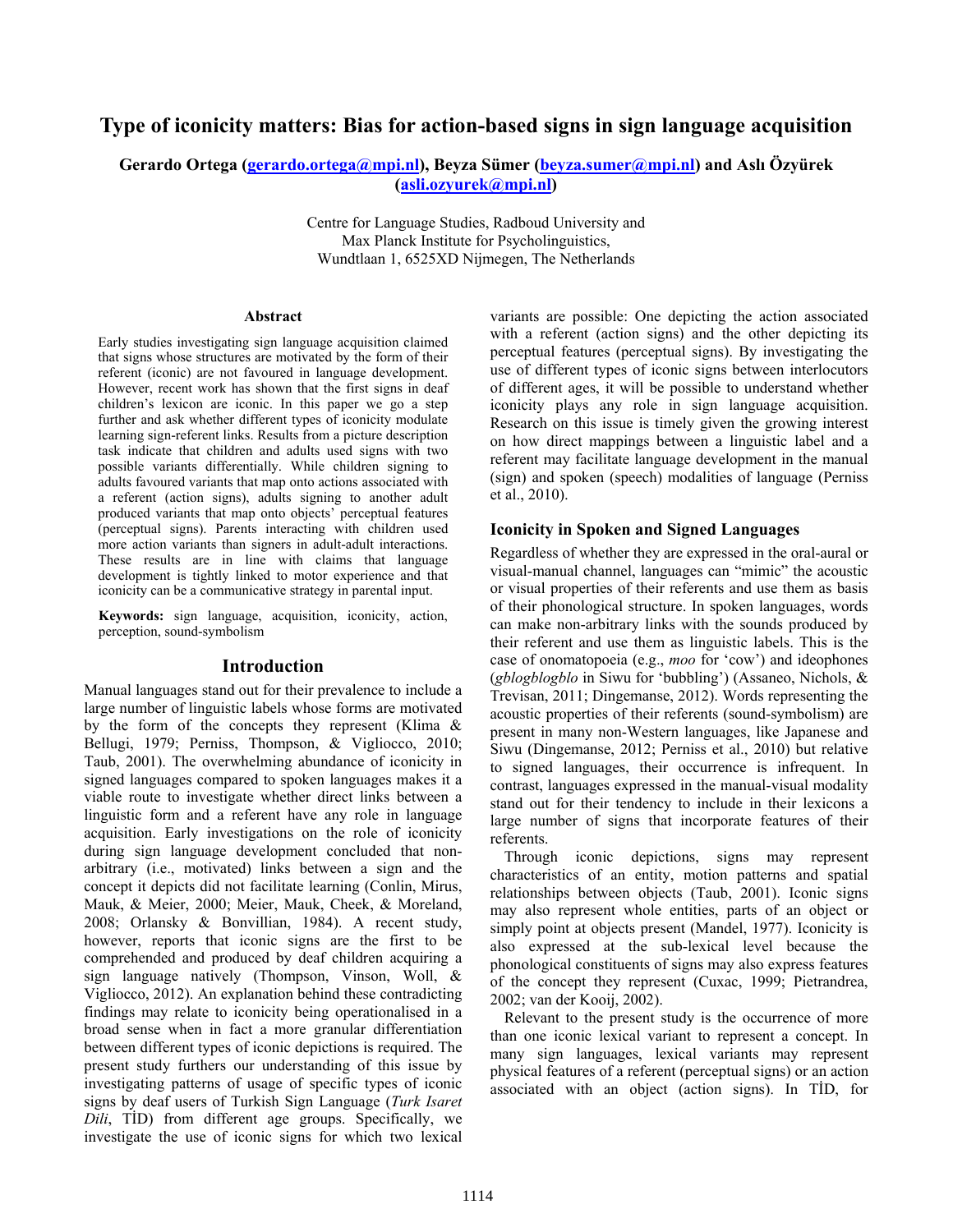# Type of iconicity matters: Bias for action-based signs in sign language acquisition

**Gerardo Ortega (gerardo.ortega@mpi.nl), Beyza Sümer (beyza.sumer@mpi.nl) and Aslı Özyürek (asli.ozyurek@mpi.nl)**

Centre for Language Studies, Radboud University and
Max Planck Institute for Psycholinguistics,
Wundtlaan 1, 6525XD Nijmegen, The Netherlands

## Abstract

Early studies investigating sign language acquisition claimed that signs whose structures are motivated by the form of their referent (iconic) are not favoured in language development. However, recent work has shown that the first signs in deaf children's lexicon are iconic. In this paper we go a step further and ask whether different types of iconicity modulate learning sign-referent links. Results from a picture description task indicate that children and adults used signs with two possible variants differentially. While children signing to adults favoured variants that map onto actions associated with a referent (action signs), adults signing to another adult produced variants that map onto objects' perceptual features (perceptual signs). Parents interacting with children used more action variants than signers in adult-adult interactions. These results are in line with claims that language development is tightly linked to motor experience and that iconicity can be a communicative strategy in parental input.

**Keywords:** sign language, acquisition, iconicity, action, perception, sound-symbolism

## Introduction

Manual languages stand out for their prevalence to include a large number of linguistic labels whose forms are motivated by the form of the concepts they represent (Klima & Bellugi, 1979; Perniss, Thompson, & Vigliocco, 2010; Taub, 2001). The overwhelming abundance of iconicity in signed languages compared to spoken languages makes it a viable route to investigate whether direct links between a linguistic form and a referent have any role in language acquisition. Early investigations on the role of iconicity during sign language development concluded that non-arbitrary (i.e., motivated) links between a sign and the concept it depicts did not facilitate learning (Conlin, Mirus, Mauk, & Meier, 2000; Meier, Mauk, Cheek, & Moreland, 2008; Orlansky & Bonvillian, 1984). A recent study, however, reports that iconic signs are the first to be comprehended and produced by deaf children acquiring a sign language natively (Thompson, Vinson, Woll, & Vigliocco, 2012). An explanation behind these contradicting findings may relate to iconicity being operationalised in a broad sense when in fact a more granular differentiation between different types of iconic depictions is required. The present study furthers our understanding of this issue by investigating patterns of usage of specific types of iconic signs by deaf users of Turkish Sign Language (*Turk Isaret Dili*, TİD) from different age groups. Specifically, we investigate the use of iconic signs for which two lexical variants are possible: One depicting the action associated with a referent (action signs) and the other depicting its perceptual features (perceptual signs). By investigating the use of different types of iconic signs between interlocutors of different ages, it will be possible to understand whether iconicity plays any role in sign language acquisition. Research on this issue is timely given the growing interest on how direct mappings between a linguistic label and a referent may facilitate language development in the manual (sign) and spoken (speech) modalities of language (Perniss et al., 2010).

## Iconicity in Spoken and Signed Languages

Regardless of whether they are expressed in the oral-aural or visual-manual channel, languages can "mimic" the acoustic or visual properties of their referents and use them as basis of their phonological structure. In spoken languages, words can make non-arbitrary links with the sounds produced by their referent and use them as linguistic labels. This is the case of onomatopoeia (e.g., *moo* for 'cow') and ideophones (*gblogblogblo* in Siwu for 'bubbling') (Assaneo, Nichols, & Trevisan, 2011; Dingemanse, 2012). Words representing the acoustic properties of their referents (sound-symbolism) are present in many non-Western languages, like Japanese and Siwu (Dingemanse, 2012; Perniss et al., 2010) but relative to signed languages, their occurrence is infrequent. In contrast, languages expressed in the manual-visual modality stand out for their tendency to include in their lexicons a large number of signs that incorporate features of their referents.

Through iconic depictions, signs may represent characteristics of an entity, motion patterns and spatial relationships between objects (Taub, 2001). Iconic signs may also represent whole entities, parts of an object or simply point at objects present (Mandel, 1977). Iconicity is also expressed at the sub-lexical level because the phonological constituents of signs may also express features of the concept they represent (Cuxac, 1999; Pietrandrea, 2002; van der Kooij, 2002).

Relevant to the present study is the occurrence of more than one iconic lexical variant to represent a concept. In many sign languages, lexical variants may represent physical features of a referent (perceptual signs) or an action associated with an object (action signs). In TİD, for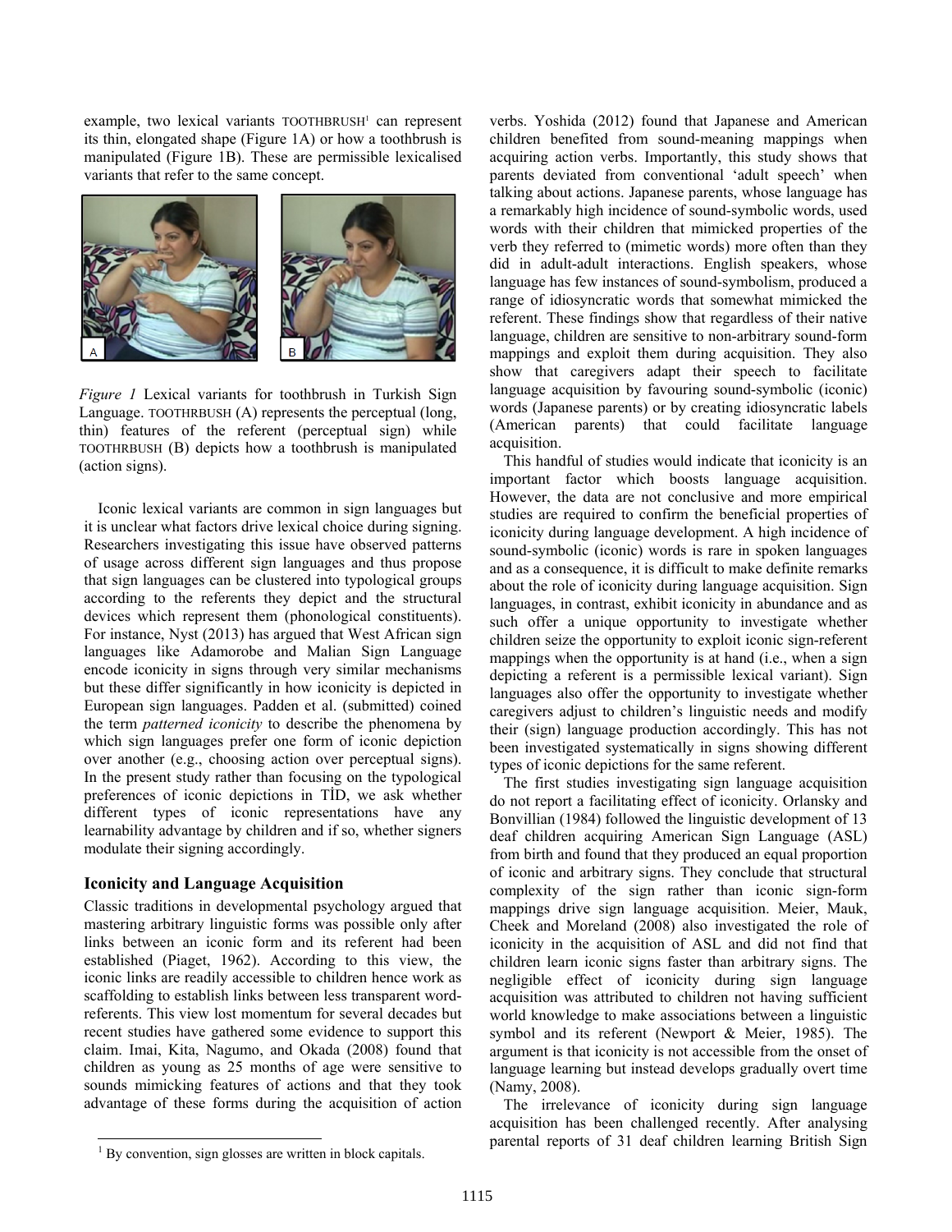example, two lexical variants TOOTHBRUSH[1] can represent its thin, elongated shape (Figure 1A) or how a toothbrush is manipulated (Figure 1B). These are permissible lexicalised variants that refer to the same concept.

*Figure 1* Lexical variants for toothbrush in Turkish Sign Language. TOOTHRBUSH (A) represents the perceptual (long, thin) features of the referent (perceptual sign) while TOOTHRBUSH (B) depicts how a toothbrush is manipulated (action signs).

Iconic lexical variants are common in sign languages but it is unclear what factors drive lexical choice during signing. Researchers investigating this issue have observed patterns of usage across different sign languages and thus propose that sign languages can be clustered into typological groups according to the referents they depict and the structural devices which represent them (phonological constituents). For instance, Nyst (2013) has argued that West African sign languages like Adamorobe and Malian Sign Language encode iconicity in signs through very similar mechanisms but these differ significantly in how iconicity is depicted in European sign languages. Padden et al. (submitted) coined the term *patterned iconicity* to describe the phenomena by which sign languages prefer one form of iconic depiction over another (e.g., choosing action over perceptual signs). In the present study rather than focusing on the typological preferences of iconic depictions in TİD, we ask whether different types of iconic representations have any learnability advantage by children and if so, whether signers modulate their signing accordingly.

## Iconicity and Language Acquisition

Classic traditions in developmental psychology argued that mastering arbitrary linguistic forms was possible only after links between an iconic form and its referent had been established (Piaget, 1962). According to this view, the iconic links are readily accessible to children hence work as scaffolding to establish links between less transparent word-referents. This view lost momentum for several decades but recent studies have gathered some evidence to support this claim. Imai, Kita, Nagumo, and Okada (2008) found that children as young as 25 months of age were sensitive to sounds mimicking features of actions and that they took advantage of these forms during the acquisition of action verbs. Yoshida (2012) found that Japanese and American children benefited from sound-meaning mappings when acquiring action verbs. Importantly, this study shows that parents deviated from conventional 'adult speech' when talking about actions. Japanese parents, whose language has a remarkably high incidence of sound-symbolic words, used words with their children that mimicked properties of the verb they referred to (mimetic words) more often than they did in adult-adult interactions. English speakers, whose language has few instances of sound-symbolism, produced a range of idiosyncratic words that somewhat mimicked the referent. These findings show that regardless of their native language, children are sensitive to non-arbitrary sound-form mappings and exploit them during acquisition. They also show that caregivers adapt their speech to facilitate language acquisition by favouring sound-symbolic (iconic) words (Japanese parents) or by creating idiosyncratic labels (American parents) that could facilitate language acquisition.

This handful of studies would indicate that iconicity is an important factor which boosts language acquisition. However, the data are not conclusive and more empirical studies are required to confirm the beneficial properties of iconicity during language development. A high incidence of sound-symbolic (iconic) words is rare in spoken languages and as a consequence, it is difficult to make definite remarks about the role of iconicity during language acquisition. Sign languages, in contrast, exhibit iconicity in abundance and as such offer a unique opportunity to investigate whether children seize the opportunity to exploit iconic sign-referent mappings when the opportunity is at hand (i.e., when a sign depicting a referent is a permissible lexical variant). Sign languages also offer the opportunity to investigate whether caregivers adjust to children's linguistic needs and modify their (sign) language production accordingly. This has not been investigated systematically in signs showing different types of iconic depictions for the same referent.

The first studies investigating sign language acquisition do not report a facilitating effect of iconicity. Orlansky and Bonvillian (1984) followed the linguistic development of 13 deaf children acquiring American Sign Language (ASL) from birth and found that they produced an equal proportion of iconic and arbitrary signs. They conclude that structural complexity of the sign rather than iconic sign-form mappings drive sign language acquisition. Meier, Mauk, Cheek and Moreland (2008) also investigated the role of iconicity in the acquisition of ASL and did not find that children learn iconic signs faster than arbitrary signs. The negligible effect of iconicity during sign language acquisition was attributed to children not having sufficient world knowledge to make associations between a linguistic symbol and its referent (Newport & Meier, 1985). The argument is that iconicity is not accessible from the onset of language learning but instead develops gradually overt time (Namy, 2008).

The irrelevance of iconicity during sign language acquisition has been challenged recently. After analysing parental reports of 31 deaf children learning British Sign

[1] By convention, sign glosses are written in block capitals.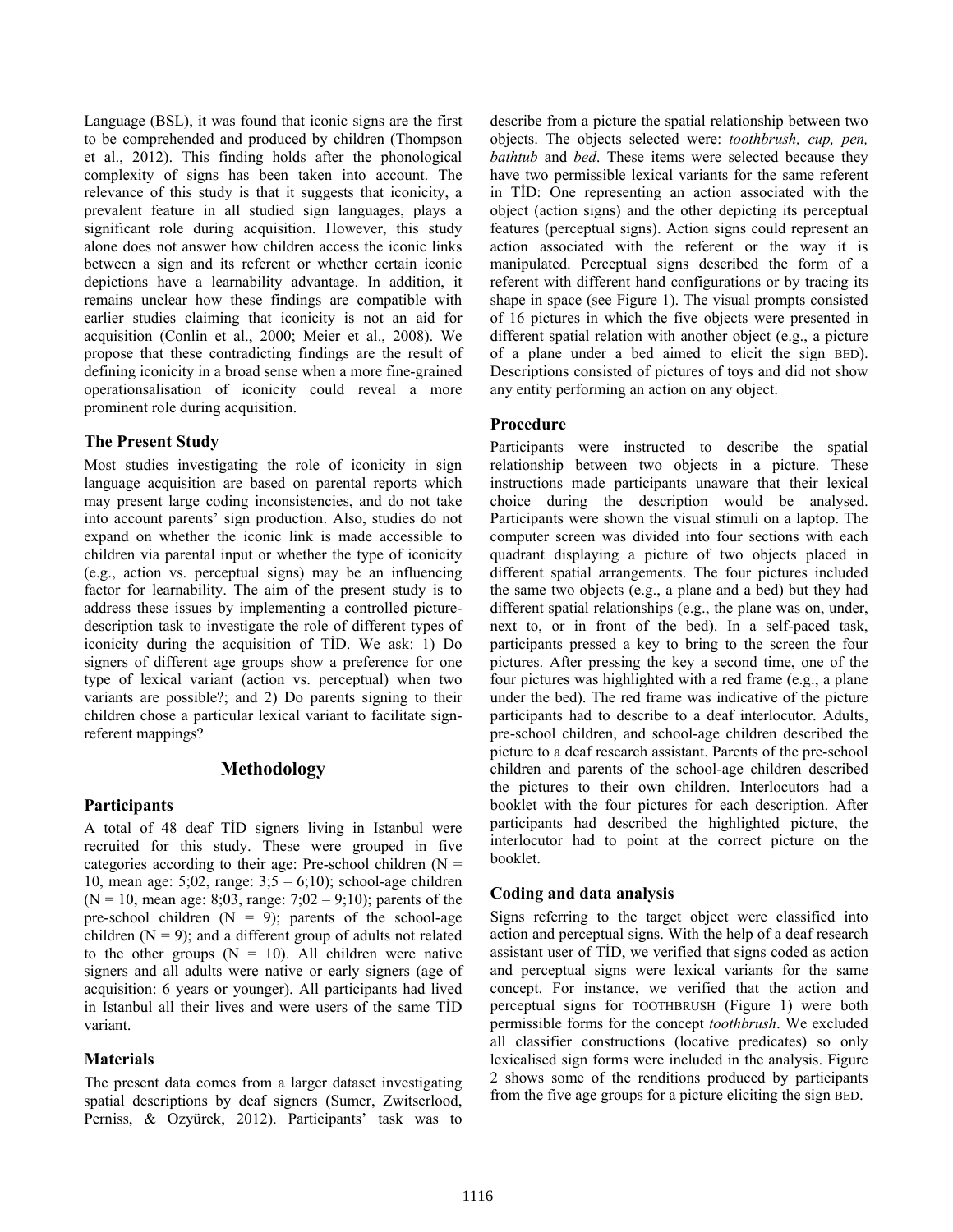Language (BSL), it was found that iconic signs are the first to be comprehended and produced by children (Thompson et al., 2012). This finding holds after the phonological complexity of signs has been taken into account. The relevance of this study is that it suggests that iconicity, a prevalent feature in all studied sign languages, plays a significant role during acquisition. However, this study alone does not answer how children access the iconic links between a sign and its referent or whether certain iconic depictions have a learnability advantage. In addition, it remains unclear how these findings are compatible with earlier studies claiming that iconicity is not an aid for acquisition (Conlin et al., 2000; Meier et al., 2008). We propose that these contradicting findings are the result of defining iconicity in a broad sense when a more fine-grained operationsalisation of iconicity could reveal a more prominent role during acquisition.

### The Present Study

Most studies investigating the role of iconicity in sign language acquisition are based on parental reports which may present large coding inconsistencies, and do not take into account parents' sign production. Also, studies do not expand on whether the iconic link is made accessible to children via parental input or whether the type of iconicity (e.g., action vs. perceptual signs) may be an influencing factor for learnability. The aim of the present study is to address these issues by implementing a controlled picture-description task to investigate the role of different types of iconicity during the acquisition of TİD. We ask: 1) Do signers of different age groups show a preference for one type of lexical variant (action vs. perceptual) when two variants are possible?; and 2) Do parents signing to their children chose a particular lexical variant to facilitate sign-referent mappings?

## Methodology

### Participants

A total of 48 deaf TİD signers living in Istanbul were recruited for this study. These were grouped in five categories according to their age: Pre-school children (N = 10, mean age: 5;02, range: 3;5 – 6;10); school-age children (N = 10, mean age: 8;03, range: 7;02 – 9;10); parents of the pre-school children (N = 9); parents of the school-age children (N = 9); and a different group of adults not related to the other groups (N = 10). All children were native signers and all adults were native or early signers (age of acquisition: 6 years or younger). All participants had lived in Istanbul all their lives and were users of the same TİD variant.

### Materials

The present data comes from a larger dataset investigating spatial descriptions by deaf signers (Sumer, Zwitserlood, Perniss, & Ozyürek, 2012). Participants' task was to describe from a picture the spatial relationship between two objects. The objects selected were: *toothbrush, cup, pen, bathtub* and *bed*. These items were selected because they have two permissible lexical variants for the same referent in TİD: One representing an action associated with the object (action signs) and the other depicting its perceptual features (perceptual signs). Action signs could represent an action associated with the referent or the way it is manipulated. Perceptual signs described the form of a referent with different hand configurations or by tracing its shape in space (see Figure 1). The visual prompts consisted of 16 pictures in which the five objects were presented in different spatial relation with another object (e.g., a picture of a plane under a bed aimed to elicit the sign BED). Descriptions consisted of pictures of toys and did not show any entity performing an action on any object.

### Procedure

Participants were instructed to describe the spatial relationship between two objects in a picture. These instructions made participants unaware that their lexical choice during the description would be analysed. Participants were shown the visual stimuli on a laptop. The computer screen was divided into four sections with each quadrant displaying a picture of two objects placed in different spatial arrangements. The four pictures included the same two objects (e.g., a plane and a bed) but they had different spatial relationships (e.g., the plane was on, under, next to, or in front of the bed). In a self-paced task, participants pressed a key to bring to the screen the four pictures. After pressing the key a second time, one of the four pictures was highlighted with a red frame (e.g., a plane under the bed). The red frame was indicative of the picture participants had to describe to a deaf interlocutor. Adults, pre-school children, and school-age children described the picture to a deaf research assistant. Parents of the pre-school children and parents of the school-age children described the pictures to their own children. Interlocutors had a booklet with the four pictures for each description. After participants had described the highlighted picture, the interlocutor had to point at the correct picture on the booklet.

### Coding and data analysis

Signs referring to the target object were classified into action and perceptual signs. With the help of a deaf research assistant user of TİD, we verified that signs coded as action and perceptual signs were lexical variants for the same concept. For instance, we verified that the action and perceptual signs for TOOTHBRUSH (Figure 1) were both permissible forms for the concept *toothbrush*. We excluded all classifier constructions (locative predicates) so only lexicalised sign forms were included in the analysis. Figure 2 shows some of the renditions produced by participants from the five age groups for a picture eliciting the sign BED.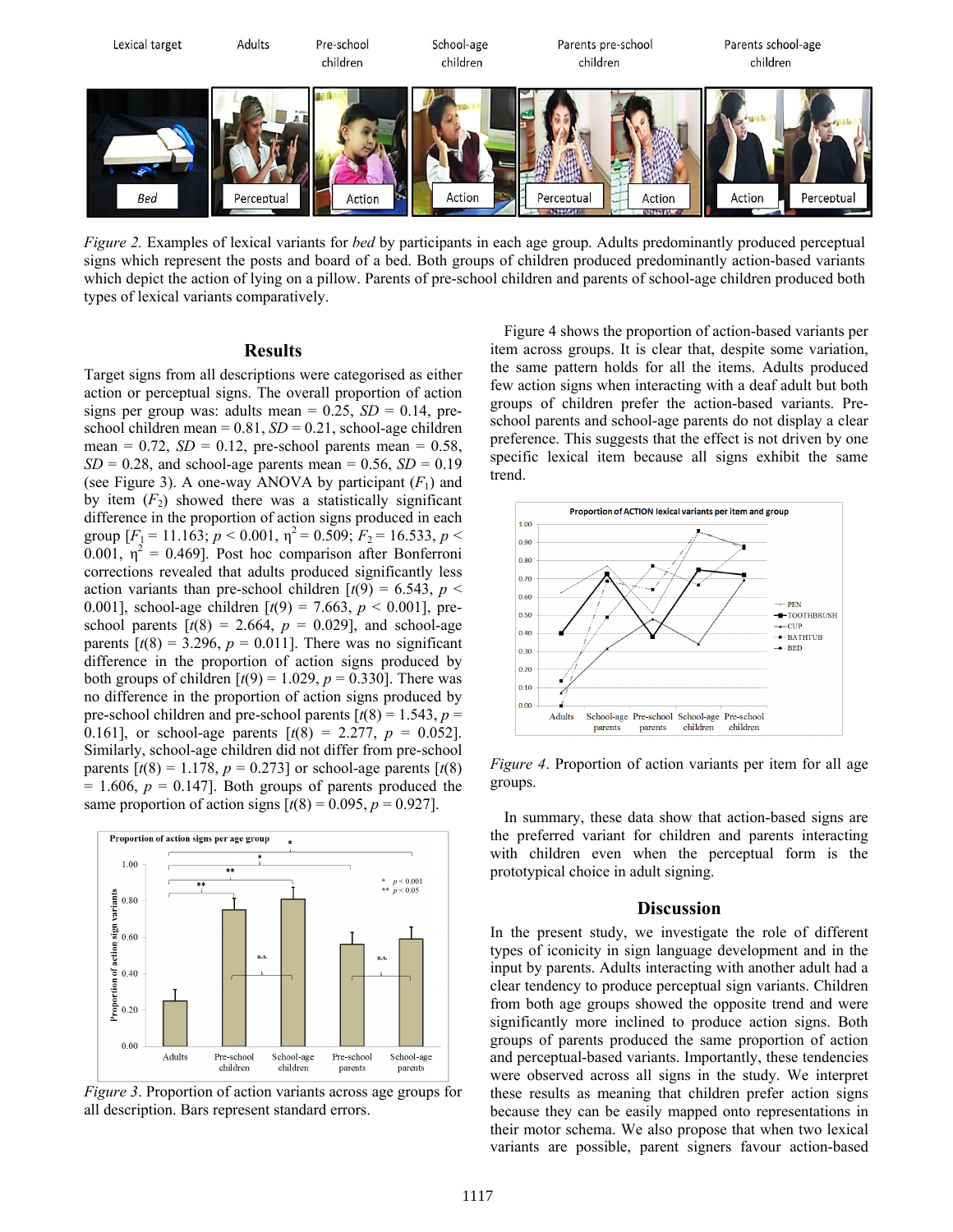*Figure 2.* Examples of lexical variants for *bed* by participants in each age group. Adults predominantly produced perceptual signs which represent the posts and board of a bed. Both groups of children produced predominantly action-based variants which depict the action of lying on a pillow. Parents of pre-school children and parents of school-age children produced both types of lexical variants comparatively.

## Results

Target signs from all descriptions were categorised as either action or perceptual signs. The overall proportion of action signs per group was: adults mean = 0.25, *SD* = 0.14, pre-school children mean = 0.81, *SD* = 0.21, school-age children mean = 0.72, *SD* = 0.12, pre-school parents mean = 0.58, *SD* = 0.28, and school-age parents mean = 0.56, *SD* = 0.19 (see Figure 3). A one-way ANOVA by participant ($F_1$) and by item ($F_2$) showed there was a statistically significant difference in the proportion of action signs produced in each group [$F_1$ = 11.163; $p$ < 0.001, $\eta^2$ = 0.509; $F_2$ = 16.533, $p$ < 0.001, $\eta^2$ = 0.469]. Post hoc comparison after Bonferroni corrections revealed that adults produced significantly less action variants than pre-school children [$t(9)$ = 6.543, $p$ < 0.001], school-age children [$t(9)$ = 7.663, $p$ < 0.001], pre-school parents [$t(8)$ = 2.664, $p$ = 0.029], and school-age parents [$t(8)$ = 3.296, $p$ = 0.011]. There was no significant difference in the proportion of action signs produced by both groups of children [$t(9)$ = 1.029, $p$ = 0.330]. There was no difference in the proportion of action signs produced by pre-school children and pre-school parents [$t(8)$ = 1.543, $p$ = 0.161], or school-age parents [$t(8)$ = 2.277, $p$ = 0.052]. Similarly, school-age children did not differ from pre-school parents [$t(8)$ = 1.178, $p$ = 0.273] or school-age parents [$t(8)$ = 1.606, $p$ = 0.147]. Both groups of parents produced the same proportion of action signs [$t(8)$ = 0.095, $p$ = 0.927].

*Figure 3*. Proportion of action variants across age groups for all description. Bars represent standard errors.

Figure 4 shows the proportion of action-based variants per item across groups. It is clear that, despite some variation, the same pattern holds for all the items. Adults produced few action signs when interacting with a deaf adult but both groups of children prefer the action-based variants. Pre-school parents and school-age parents do not display a clear preference. This suggests that the effect is not driven by one specific lexical item because all signs exhibit the same trend.

*Figure 4*. Proportion of action variants per item for all age groups.

In summary, these data show that action-based signs are the preferred variant for children and parents interacting with children even when the perceptual form is the prototypical choice in adult signing.

## Discussion

In the present study, we investigate the role of different types of iconicity in sign language development and in the input by parents. Adults interacting with another adult had a clear tendency to produce perceptual sign variants. Children from both age groups showed the opposite trend and were significantly more inclined to produce action signs. Both groups of parents produced the same proportion of action and perceptual-based variants. Importantly, these tendencies were observed across all signs in the study. We interpret these results as meaning that children prefer action signs because they can be easily mapped onto representations in their motor schema. We also propose that when two lexical variants are possible, parent signers favour action-based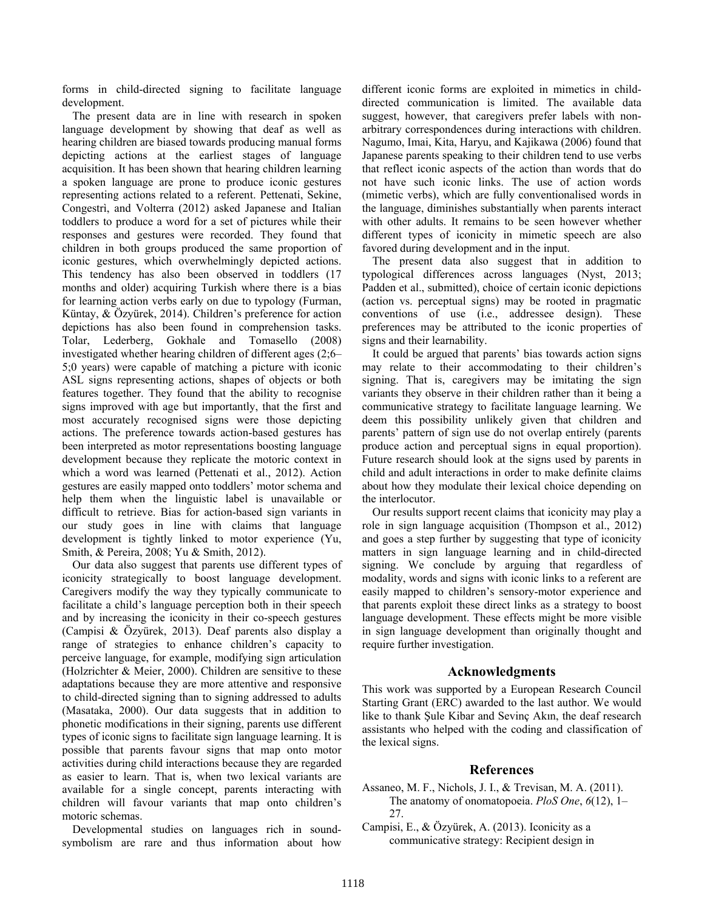forms in child-directed signing to facilitate language development.

The present data are in line with research in spoken language development by showing that deaf as well as hearing children are biased towards producing manual forms depicting actions at the earliest stages of language acquisition. It has been shown that hearing children learning a spoken language are prone to produce iconic gestures representing actions related to a referent. Pettenati, Sekine, Congestri, and Volterra (2012) asked Japanese and Italian toddlers to produce a word for a set of pictures while their responses and gestures were recorded. They found that children in both groups produced the same proportion of iconic gestures, which overwhelmingly depicted actions. This tendency has also been observed in toddlers (17 months and older) acquiring Turkish where there is a bias for learning action verbs early on due to typology (Furman, Küntay, & Özyürek, 2014). Children's preference for action depictions has also been found in comprehension tasks. Tolar, Lederberg, Gokhale and Tomasello (2008) investigated whether hearing children of different ages (2;6–5;0 years) were capable of matching a picture with iconic ASL signs representing actions, shapes of objects or both features together. They found that the ability to recognise signs improved with age but importantly, that the first and most accurately recognised signs were those depicting actions. The preference towards action-based gestures has been interpreted as motor representations boosting language development because they replicate the motoric context in which a word was learned (Pettenati et al., 2012). Action gestures are easily mapped onto toddlers' motor schema and help them when the linguistic label is unavailable or difficult to retrieve. Bias for action-based sign variants in our study goes in line with claims that language development is tightly linked to motor experience (Yu, Smith, & Pereira, 2008; Yu & Smith, 2012).

Our data also suggest that parents use different types of iconicity strategically to boost language development. Caregivers modify the way they typically communicate to facilitate a child's language perception both in their speech and by increasing the iconicity in their co-speech gestures (Campisi & Özyürek, 2013). Deaf parents also display a range of strategies to enhance children's capacity to perceive language, for example, modifying sign articulation (Holzrichter & Meier, 2000). Children are sensitive to these adaptations because they are more attentive and responsive to child-directed signing than to signing addressed to adults (Masataka, 2000). Our data suggests that in addition to phonetic modifications in their signing, parents use different types of iconic signs to facilitate sign language learning. It is possible that parents favour signs that map onto motor activities during child interactions because they are regarded as easier to learn. That is, when two lexical variants are available for a single concept, parents interacting with children will favour variants that map onto children's motoric schemas.

Developmental studies on languages rich in sound-symbolism are rare and thus information about how different iconic forms are exploited in mimetics in child-directed communication is limited. The available data suggest, however, that caregivers prefer labels with non-arbitrary correspondences during interactions with children. Nagumo, Imai, Kita, Haryu, and Kajikawa (2006) found that Japanese parents speaking to their children tend to use verbs that reflect iconic aspects of the action than words that do not have such iconic links. The use of action words (mimetic verbs), which are fully conventionalised words in the language, diminishes substantially when parents interact with other adults. It remains to be seen however whether different types of iconicity in mimetic speech are also favored during development and in the input.

The present data also suggest that in addition to typological differences across languages (Nyst, 2013; Padden et al., submitted), choice of certain iconic depictions (action vs. perceptual signs) may be rooted in pragmatic conventions of use (i.e., addressee design). These preferences may be attributed to the iconic properties of signs and their learnability.

It could be argued that parents' bias towards action signs may relate to their accommodating to their children's signing. That is, caregivers may be imitating the sign variants they observe in their children rather than it being a communicative strategy to facilitate language learning. We deem this possibility unlikely given that children and parents' pattern of sign use do not overlap entirely (parents produce action and perceptual signs in equal proportion). Future research should look at the signs used by parents in child and adult interactions in order to make definite claims about how they modulate their lexical choice depending on the interlocutor.

Our results support recent claims that iconicity may play a role in sign language acquisition (Thompson et al., 2012) and goes a step further by suggesting that type of iconicity matters in sign language learning and in child-directed signing. We conclude by arguing that regardless of modality, words and signs with iconic links to a referent are easily mapped to children's sensory-motor experience and that parents exploit these direct links as a strategy to boost language development. These effects might be more visible in sign language development than originally thought and require further investigation.

## Acknowledgments

This work was supported by a European Research Council Starting Grant (ERC) awarded to the last author. We would like to thank Şule Kibar and Sevinç Akın, the deaf research assistants who helped with the coding and classification of the lexical signs.

## References

Assaneo, M. F., Nichols, J. I., & Trevisan, M. A. (2011). The anatomy of onomatopoeia. *PloS One*, *6*(12), 1–27.

Campisi, E., & Özyürek, A. (2013). Iconicity as a communicative strategy: Recipient design in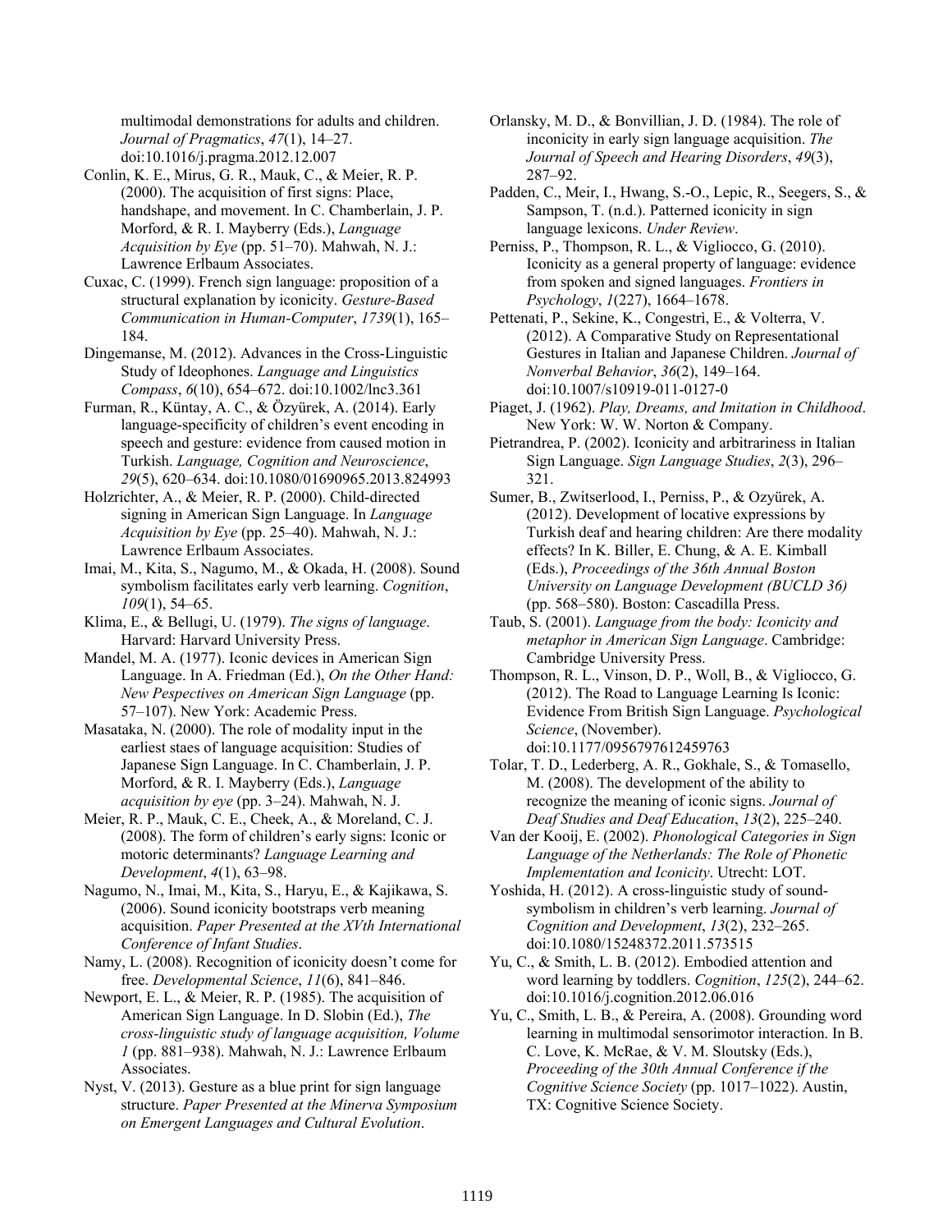multimodal demonstrations for adults and children. *Journal of Pragmatics*, *47*(1), 14–27. doi:10.1016/j.pragma.2012.12.007

Conlin, K. E., Mirus, G. R., Mauk, C., & Meier, R. P. (2000). The acquisition of first signs: Place, handshape, and movement. In C. Chamberlain, J. P. Morford, & R. I. Mayberry (Eds.), *Language Acquisition by Eye* (pp. 51–70). Mahwah, N. J.: Lawrence Erlbaum Associates.

Cuxac, C. (1999). French sign language: proposition of a structural explanation by iconicity. *Gesture-Based Communication in Human-Computer*, *1739*(1), 165–184.

Dingemanse, M. (2012). Advances in the Cross-Linguistic Study of Ideophones. *Language and Linguistics Compass*, *6*(10), 654–672. doi:10.1002/lnc3.361

Furman, R., Küntay, A. C., & Özyürek, A. (2014). Early language-specificity of children's event encoding in speech and gesture: evidence from caused motion in Turkish. *Language, Cognition and Neuroscience*, *29*(5), 620–634. doi:10.1080/01690965.2013.824993

Holzrichter, A., & Meier, R. P. (2000). Child-directed signing in American Sign Language. In *Language Acquisition by Eye* (pp. 25–40). Mahwah, N. J.: Lawrence Erlbaum Associates.

Imai, M., Kita, S., Nagumo, M., & Okada, H. (2008). Sound symbolism facilitates early verb learning. *Cognition*, *109*(1), 54–65.

Klima, E., & Bellugi, U. (1979). *The signs of language*. Harvard: Harvard University Press.

Mandel, M. A. (1977). Iconic devices in American Sign Language. In A. Friedman (Ed.), *On the Other Hand: New Pespectives on American Sign Language* (pp. 57–107). New York: Academic Press.

Masataka, N. (2000). The role of modality input in the earliest staes of language acquisition: Studies of Japanese Sign Language. In C. Chamberlain, J. P. Morford, & R. I. Mayberry (Eds.), *Language acquisition by eye* (pp. 3–24). Mahwah, N. J.

Meier, R. P., Mauk, C. E., Cheek, A., & Moreland, C. J. (2008). The form of children's early signs: Iconic or motoric determinants? *Language Learning and Development*, *4*(1), 63–98.

Nagumo, N., Imai, M., Kita, S., Haryu, E., & Kajikawa, S. (2006). Sound iconicity bootstraps verb meaning acquisition. *Paper Presented at the XVth International Conference of Infant Studies*.

Namy, L. (2008). Recognition of iconicity doesn't come for free. *Developmental Science*, *11*(6), 841–846.

Newport, E. L., & Meier, R. P. (1985). The acquisition of American Sign Language. In D. Slobin (Ed.), *The cross-linguistic study of language acquisition, Volume 1* (pp. 881–938). Mahwah, N. J.: Lawrence Erlbaum Associates.

Nyst, V. (2013). Gesture as a blue print for sign language structure. *Paper Presented at the Minerva Symposium on Emergent Languages and Cultural Evolution*.

Orlansky, M. D., & Bonvillian, J. D. (1984). The role of inconicity in early sign language acquisition. *The Journal of Speech and Hearing Disorders*, *49*(3), 287–92.

Padden, C., Meir, I., Hwang, S.-O., Lepic, R., Seegers, S., & Sampson, T. (n.d.). Patterned iconicity in sign language lexicons. *Under Review*.

Perniss, P., Thompson, R. L., & Vigliocco, G. (2010). Iconicity as a general property of language: evidence from spoken and signed languages. *Frontiers in Psychology*, *1*(227), 1664–1678.

Pettenati, P., Sekine, K., Congestrì, E., & Volterra, V. (2012). A Comparative Study on Representational Gestures in Italian and Japanese Children. *Journal of Nonverbal Behavior*, *36*(2), 149–164. doi:10.1007/s10919-011-0127-0

Piaget, J. (1962). *Play, Dreams, and Imitation in Childhood*. New York: W. W. Norton & Company.

Pietrandrea, P. (2002). Iconicity and arbitrariness in Italian Sign Language. *Sign Language Studies*, *2*(3), 296–321.

Sumer, B., Zwitserlood, I., Perniss, P., & Ozyürek, A. (2012). Development of locative expressions by Turkish deaf and hearing children: Are there modality effects? In K. Biller, E. Chung, & A. E. Kimball (Eds.), *Proceedings of the 36th Annual Boston University on Language Development (BUCLD 36)* (pp. 568–580). Boston: Cascadilla Press.

Taub, S. (2001). *Language from the body: Iconicity and metaphor in American Sign Language*. Cambridge: Cambridge University Press.

Thompson, R. L., Vinson, D. P., Woll, B., & Vigliocco, G. (2012). The Road to Language Learning Is Iconic: Evidence From British Sign Language. *Psychological Science*, (November). doi:10.1177/0956797612459763

Tolar, T. D., Lederberg, A. R., Gokhale, S., & Tomasello, M. (2008). The development of the ability to recognize the meaning of iconic signs. *Journal of Deaf Studies and Deaf Education*, *13*(2), 225–240.

Van der Kooij, E. (2002). *Phonological Categories in Sign Language of the Netherlands: The Role of Phonetic Implementation and Iconicity*. Utrecht: LOT.

Yoshida, H. (2012). A cross-linguistic study of sound-symbolism in children's verb learning. *Journal of Cognition and Development*, *13*(2), 232–265. doi:10.1080/15248372.2011.573515

Yu, C., & Smith, L. B. (2012). Embodied attention and word learning by toddlers. *Cognition*, *125*(2), 244–62. doi:10.1016/j.cognition.2012.06.016

Yu, C., Smith, L. B., & Pereira, A. (2008). Grounding word learning in multimodal sensorimotor interaction. In B. C. Love, K. McRae, & V. M. Sloutsky (Eds.), *Proceeding of the 30th Annual Conference if the Cognitive Science Society* (pp. 1017–1022). Austin, TX: Cognitive Science Society.